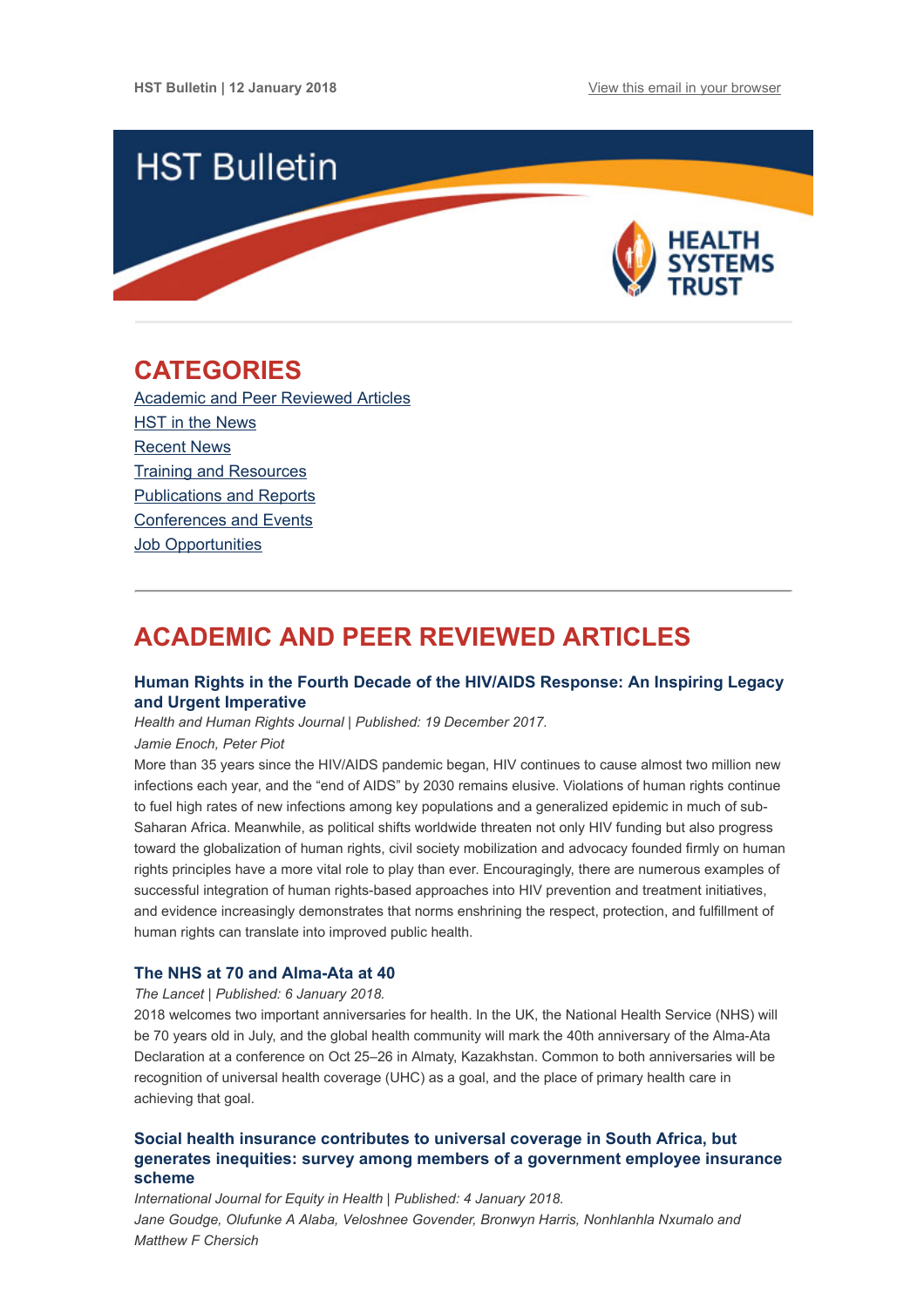HST Bulletin | 12 January 2018

View this email in your browser

# HST Bulletin

HEALTH SYSTEMS TRUST

## CATEGORIES

Academic and Peer Reviewed Articles
HST in the News
Recent News
Training and Resources
Publications and Reports
Conferences and Events
Job Opportunities

## ACADEMIC AND PEER REVIEWED ARTICLES

### Human Rights in the Fourth Decade of the HIV/AIDS Response: An Inspiring Legacy and Urgent Imperative

*Health and Human Rights Journal | Published: 19 December 2017.*

*Jamie Enoch, Peter Piot*

More than 35 years since the HIV/AIDS pandemic began, HIV continues to cause almost two million new infections each year, and the "end of AIDS" by 2030 remains elusive. Violations of human rights continue to fuel high rates of new infections among key populations and a generalized epidemic in much of sub-Saharan Africa. Meanwhile, as political shifts worldwide threaten not only HIV funding but also progress toward the globalization of human rights, civil society mobilization and advocacy founded firmly on human rights principles have a more vital role to play than ever. Encouragingly, there are numerous examples of successful integration of human rights-based approaches into HIV prevention and treatment initiatives, and evidence increasingly demonstrates that norms enshrining the respect, protection, and fulfillment of human rights can translate into improved public health.

### The NHS at 70 and Alma-Ata at 40

*The Lancet | Published: 6 January 2018.*

2018 welcomes two important anniversaries for health. In the UK, the National Health Service (NHS) will be 70 years old in July, and the global health community will mark the 40th anniversary of the Alma-Ata Declaration at a conference on Oct 25–26 in Almaty, Kazakhstan. Common to both anniversaries will be recognition of universal health coverage (UHC) as a goal, and the place of primary health care in achieving that goal.

### Social health insurance contributes to universal coverage in South Africa, but generates inequities: survey among members of a government employee insurance scheme

*International Journal for Equity in Health | Published: 4 January 2018.*

*Jane Goudge, Olufunke A Alaba, Veloshnee Govender, Bronwyn Harris, Nonhlanhla Nxumalo and Matthew F Chersich*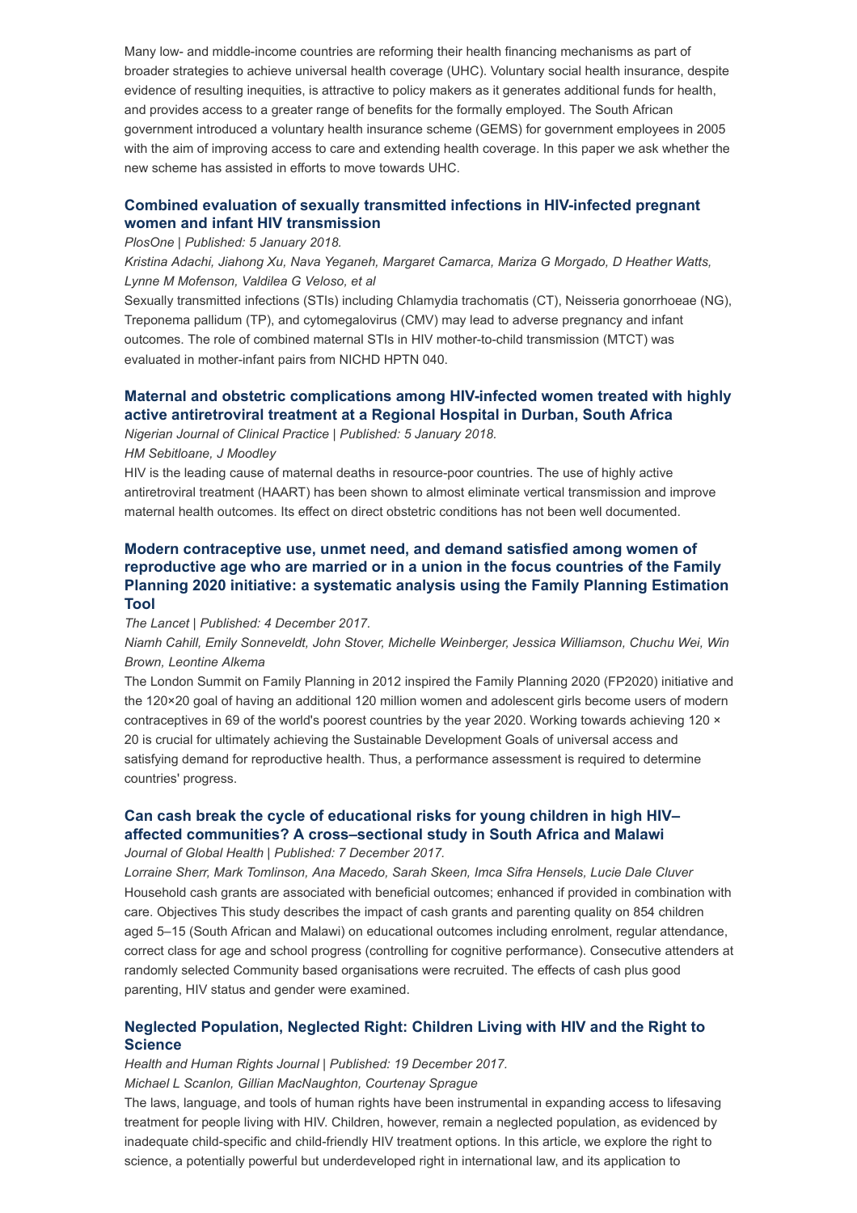Many low- and middle-income countries are reforming their health financing mechanisms as part of broader strategies to achieve universal health coverage (UHC). Voluntary social health insurance, despite evidence of resulting inequities, is attractive to policy makers as it generates additional funds for health, and provides access to a greater range of benefits for the formally employed. The South African government introduced a voluntary health insurance scheme (GEMS) for government employees in 2005 with the aim of improving access to care and extending health coverage. In this paper we ask whether the new scheme has assisted in efforts to move towards UHC.

### Combined evaluation of sexually transmitted infections in HIV-infected pregnant women and infant HIV transmission

*PlosOne | Published: 5 January 2018.*

*Kristina Adachi, Jiahong Xu, Nava Yeganeh, Margaret Camarca, Mariza G Morgado, D Heather Watts, Lynne M Mofenson, Valdilea G Veloso, et al*

Sexually transmitted infections (STIs) including Chlamydia trachomatis (CT), Neisseria gonorrhoeae (NG), Treponema pallidum (TP), and cytomegalovirus (CMV) may lead to adverse pregnancy and infant outcomes. The role of combined maternal STIs in HIV mother-to-child transmission (MTCT) was evaluated in mother-infant pairs from NICHD HPTN 040.

### Maternal and obstetric complications among HIV-infected women treated with highly active antiretroviral treatment at a Regional Hospital in Durban, South Africa

*Nigerian Journal of Clinical Practice | Published: 5 January 2018.*

*HM Sebitloane, J Moodley*

HIV is the leading cause of maternal deaths in resource-poor countries. The use of highly active antiretroviral treatment (HAART) has been shown to almost eliminate vertical transmission and improve maternal health outcomes. Its effect on direct obstetric conditions has not been well documented.

### Modern contraceptive use, unmet need, and demand satisfied among women of reproductive age who are married or in a union in the focus countries of the Family Planning 2020 initiative: a systematic analysis using the Family Planning Estimation Tool

*The Lancet | Published: 4 December 2017.*

*Niamh Cahill, Emily Sonneveldt, John Stover, Michelle Weinberger, Jessica Williamson, Chuchu Wei, Win Brown, Leontine Alkema*

The London Summit on Family Planning in 2012 inspired the Family Planning 2020 (FP2020) initiative and the 120×20 goal of having an additional 120 million women and adolescent girls become users of modern contraceptives in 69 of the world's poorest countries by the year 2020. Working towards achieving 120 × 20 is crucial for ultimately achieving the Sustainable Development Goals of universal access and satisfying demand for reproductive health. Thus, a performance assessment is required to determine countries' progress.

### Can cash break the cycle of educational risks for young children in high HIV–affected communities? A cross–sectional study in South Africa and Malawi

*Journal of Global Health | Published: 7 December 2017.*

*Lorraine Sherr, Mark Tomlinson, Ana Macedo, Sarah Skeen, Imca Sifra Hensels, Lucie Dale Cluver*

Household cash grants are associated with beneficial outcomes; enhanced if provided in combination with care. Objectives This study describes the impact of cash grants and parenting quality on 854 children aged 5–15 (South African and Malawi) on educational outcomes including enrolment, regular attendance, correct class for age and school progress (controlling for cognitive performance). Consecutive attenders at randomly selected Community based organisations were recruited. The effects of cash plus good parenting, HIV status and gender were examined.

### Neglected Population, Neglected Right: Children Living with HIV and the Right to Science

*Health and Human Rights Journal | Published: 19 December 2017.*

*Michael L Scanlon, Gillian MacNaughton, Courtenay Sprague*

The laws, language, and tools of human rights have been instrumental in expanding access to lifesaving treatment for people living with HIV. Children, however, remain a neglected population, as evidenced by inadequate child-specific and child-friendly HIV treatment options. In this article, we explore the right to science, a potentially powerful but underdeveloped right in international law, and its application to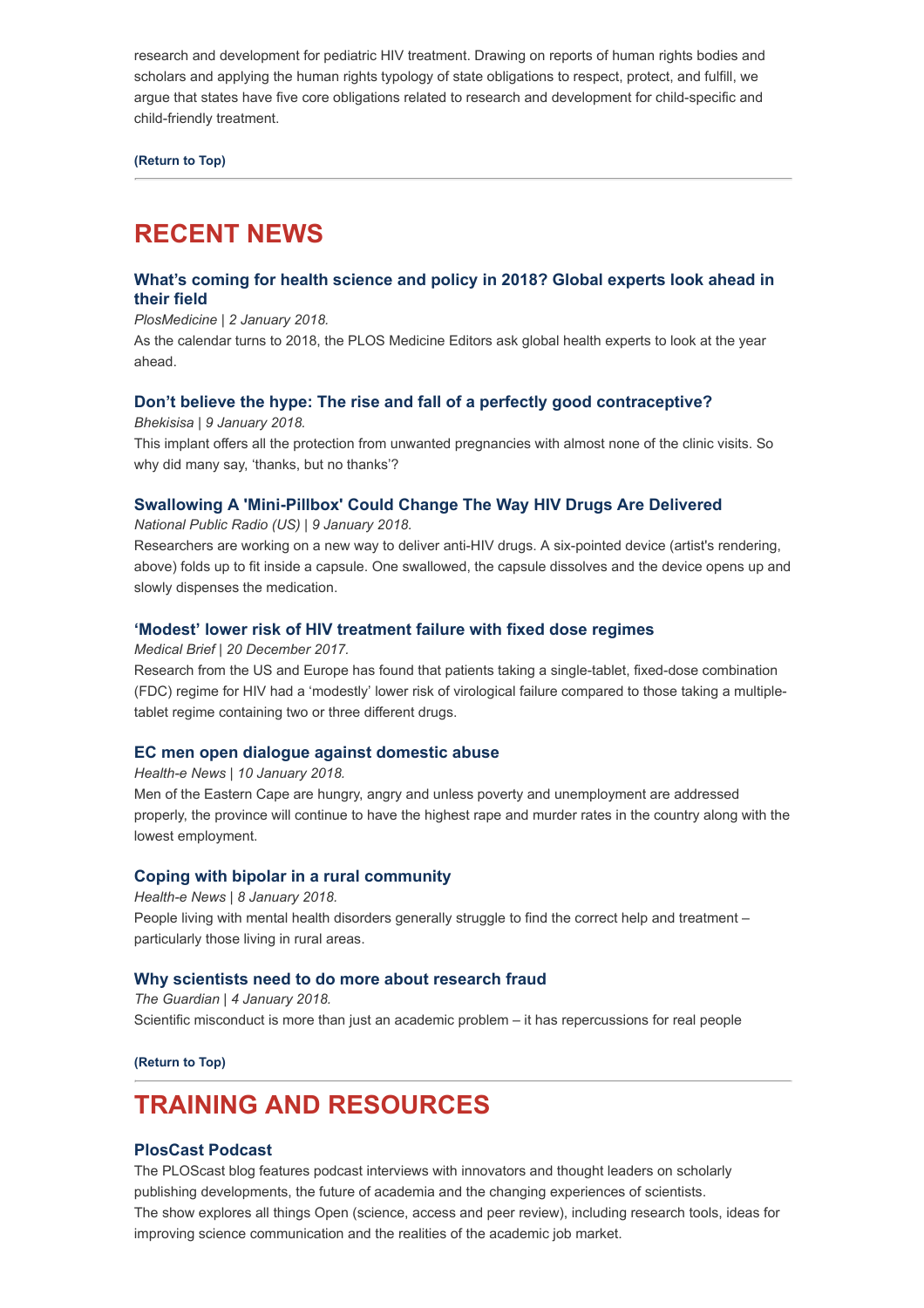research and development for pediatric HIV treatment. Drawing on reports of human rights bodies and scholars and applying the human rights typology of state obligations to respect, protect, and fulfill, we argue that states have five core obligations related to research and development for child-specific and child-friendly treatment.

**(Return to Top)**

---

## RECENT NEWS

### What's coming for health science and policy in 2018? Global experts look ahead in their field

*PlosMedicine | 2 January 2018.*

As the calendar turns to 2018, the PLOS Medicine Editors ask global health experts to look at the year ahead.

### Don't believe the hype: The rise and fall of a perfectly good contraceptive?

*Bhekisisa | 9 January 2018.*

This implant offers all the protection from unwanted pregnancies with almost none of the clinic visits. So why did many say, 'thanks, but no thanks'?

### Swallowing A 'Mini-Pillbox' Could Change The Way HIV Drugs Are Delivered

*National Public Radio (US) | 9 January 2018.*

Researchers are working on a new way to deliver anti-HIV drugs. A six-pointed device (artist's rendering, above) folds up to fit inside a capsule. One swallowed, the capsule dissolves and the device opens up and slowly dispenses the medication.

### 'Modest' lower risk of HIV treatment failure with fixed dose regimes

*Medical Brief | 20 December 2017.*

Research from the US and Europe has found that patients taking a single-tablet, fixed-dose combination (FDC) regime for HIV had a 'modestly' lower risk of virological failure compared to those taking a multiple-tablet regime containing two or three different drugs.

### EC men open dialogue against domestic abuse

*Health-e News | 10 January 2018.*

Men of the Eastern Cape are hungry, angry and unless poverty and unemployment are addressed properly, the province will continue to have the highest rape and murder rates in the country along with the lowest employment.

### Coping with bipolar in a rural community

*Health-e News | 8 January 2018.*

People living with mental health disorders generally struggle to find the correct help and treatment – particularly those living in rural areas.

### Why scientists need to do more about research fraud

*The Guardian | 4 January 2018.*

Scientific misconduct is more than just an academic problem – it has repercussions for real people

**(Return to Top)**

---

## TRAINING AND RESOURCES

### PlosCast Podcast

The PLOScast blog features podcast interviews with innovators and thought leaders on scholarly publishing developments, the future of academia and the changing experiences of scientists.
The show explores all things Open (science, access and peer review), including research tools, ideas for improving science communication and the realities of the academic job market.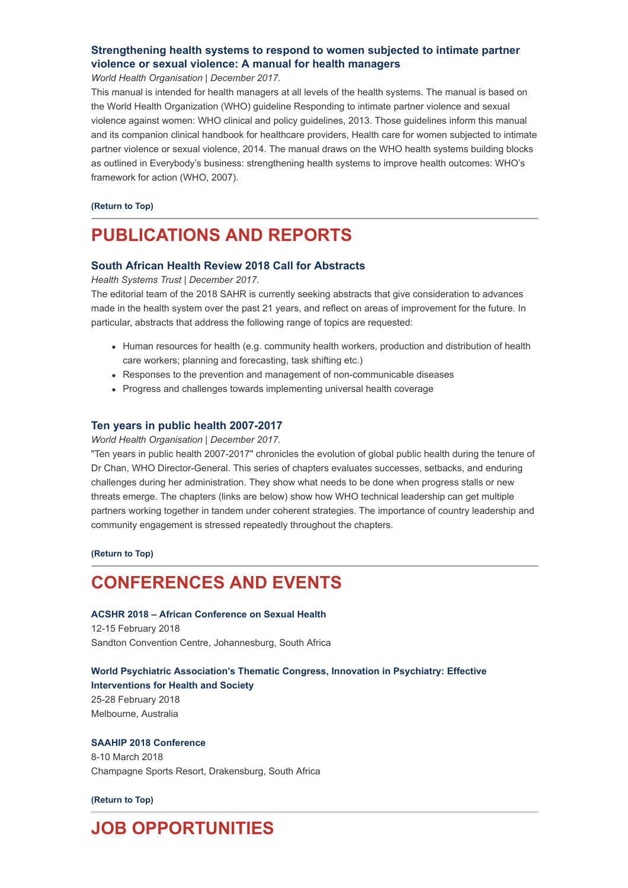### Strengthening health systems to respond to women subjected to intimate partner violence or sexual violence: A manual for health managers

*World Health Organisation | December 2017.*

This manual is intended for health managers at all levels of the health systems. The manual is based on the World Health Organization (WHO) guideline Responding to intimate partner violence and sexual violence against women: WHO clinical and policy guidelines, 2013. Those guidelines inform this manual and its companion clinical handbook for healthcare providers, Health care for women subjected to intimate partner violence or sexual violence, 2014. The manual draws on the WHO health systems building blocks as outlined in Everybody's business: strengthening health systems to improve health outcomes: WHO's framework for action (WHO, 2007).

**(Return to Top)**

---

## PUBLICATIONS AND REPORTS

### South African Health Review 2018 Call for Abstracts

*Health Systems Trust | December 2017.*

The editorial team of the 2018 SAHR is currently seeking abstracts that give consideration to advances made in the health system over the past 21 years, and reflect on areas of improvement for the future. In particular, abstracts that address the following range of topics are requested:

- Human resources for health (e.g. community health workers, production and distribution of health care workers; planning and forecasting, task shifting etc.)
- Responses to the prevention and management of non-communicable diseases
- Progress and challenges towards implementing universal health coverage

### Ten years in public health 2007-2017

*World Health Organisation | December 2017.*

"Ten years in public health 2007-2017" chronicles the evolution of global public health during the tenure of Dr Chan, WHO Director-General. This series of chapters evaluates successes, setbacks, and enduring challenges during her administration. They show what needs to be done when progress stalls or new threats emerge. The chapters (links are below) show how WHO technical leadership can get multiple partners working together in tandem under coherent strategies. The importance of country leadership and community engagement is stressed repeatedly throughout the chapters.

**(Return to Top)**

---

## CONFERENCES AND EVENTS

**ACSHR 2018 – African Conference on Sexual Health**
12-15 February 2018
Sandton Convention Centre, Johannesburg, South Africa

**World Psychiatric Association's Thematic Congress, Innovation in Psychiatry: Effective Interventions for Health and Society**
25-28 February 2018
Melbourne, Australia

**SAAHIP 2018 Conference**
8-10 March 2018
Champagne Sports Resort, Drakensburg, South Africa

**(Return to Top)**

---

## JOB OPPORTUNITIES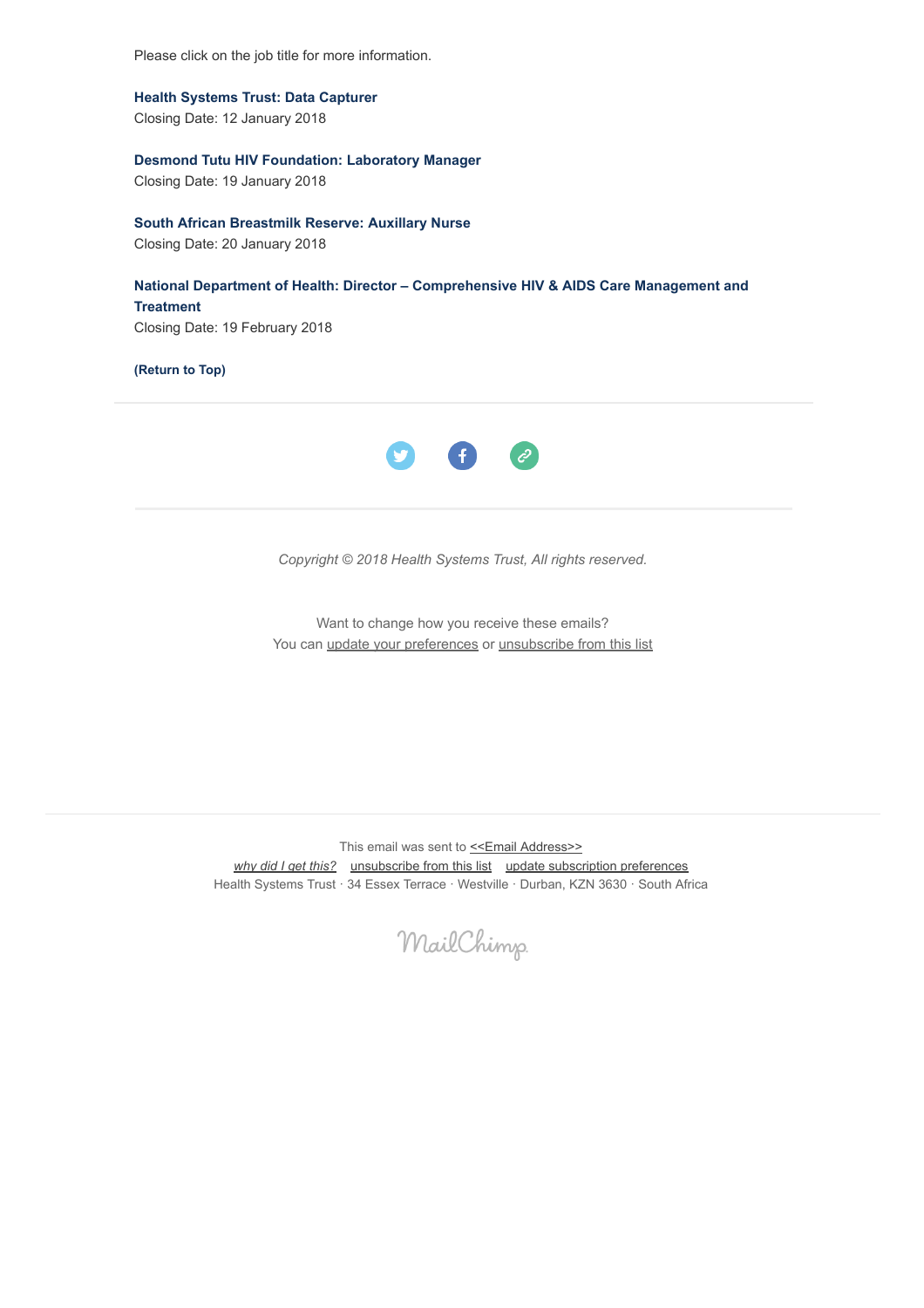Please click on the job title for more information.

**Health Systems Trust: Data Capturer**
Closing Date: 12 January 2018

**Desmond Tutu HIV Foundation: Laboratory Manager**
Closing Date: 19 January 2018

**South African Breastmilk Reserve: Auxillary Nurse**
Closing Date: 20 January 2018

**National Department of Health: Director – Comprehensive HIV & AIDS Care Management and Treatment**
Closing Date: 19 February 2018

**(Return to Top)**

---

*Copyright © 2018 Health Systems Trust, All rights reserved.*

Want to change how you receive these emails?
You can update your preferences or unsubscribe from this list

---

This email was sent to <<Email Address>>
*why did I get this?* unsubscribe from this list update subscription preferences
Health Systems Trust · 34 Essex Terrace · Westville · Durban, KZN 3630 · South Africa

MailChimp